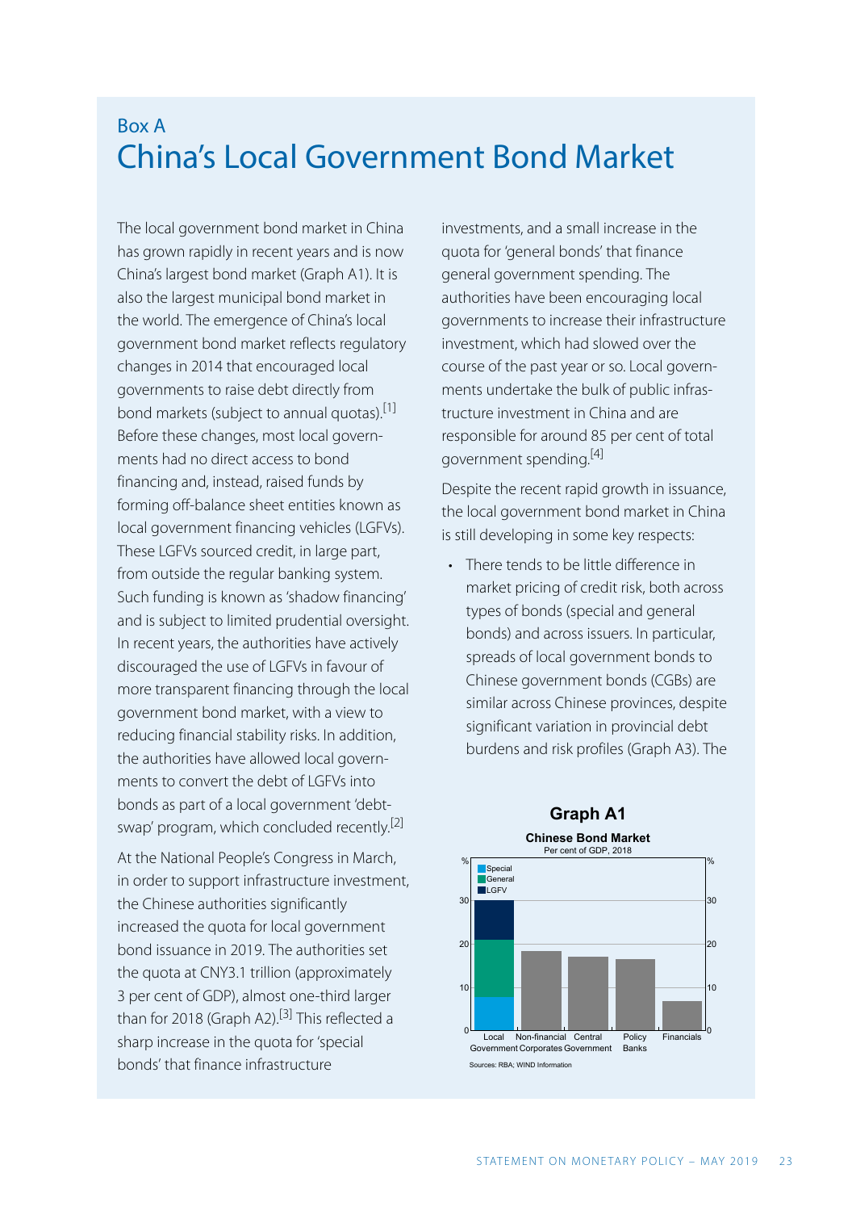Box A

# China's Local Government Bond Market

The local government bond market in China has grown rapidly in recent years and is now China's largest bond market (Graph A1). It is also the largest municipal bond market in the world. The emergence of China's local government bond market reflects regulatory changes in 2014 that encouraged local governments to raise debt directly from bond markets (subject to annual quotas).[1] Before these changes, most local governments had no direct access to bond financing and, instead, raised funds by forming off-balance sheet entities known as local government financing vehicles (LGFVs). These LGFVs sourced credit, in large part, from outside the regular banking system. Such funding is known as 'shadow financing' and is subject to limited prudential oversight. In recent years, the authorities have actively discouraged the use of LGFVs in favour of more transparent financing through the local government bond market, with a view to reducing financial stability risks. In addition, the authorities have allowed local governments to convert the debt of LGFVs into bonds as part of a local government 'debt-swap' program, which concluded recently.[2]

At the National People's Congress in March, in order to support infrastructure investment, the Chinese authorities significantly increased the quota for local government bond issuance in 2019. The authorities set the quota at CNY3.1 trillion (approximately 3 per cent of GDP), almost one-third larger than for 2018 (Graph A2).[3] This reflected a sharp increase in the quota for 'special bonds' that finance infrastructure investments, and a small increase in the quota for 'general bonds' that finance general government spending. The authorities have been encouraging local governments to increase their infrastructure investment, which had slowed over the course of the past year or so. Local governments undertake the bulk of public infrastructure investment in China and are responsible for around 85 per cent of total government spending.[4]

Despite the recent rapid growth in issuance, the local government bond market in China is still developing in some key respects:

- There tends to be little difference in market pricing of credit risk, both across types of bonds (special and general bonds) and across issuers. In particular, spreads of local government bonds to Chinese government bonds (CGBs) are similar across Chinese provinces, despite significant variation in provincial debt burdens and risk profiles (Graph A3). The

**Graph A1**

**Chinese Bond Market**

Per cent of GDP, 2018

Legend: Special; General; LGFV

Categories: Local Government; Non-financial Corporates; Central Government; Policy Banks; Financials

Sources: RBA; WIND Information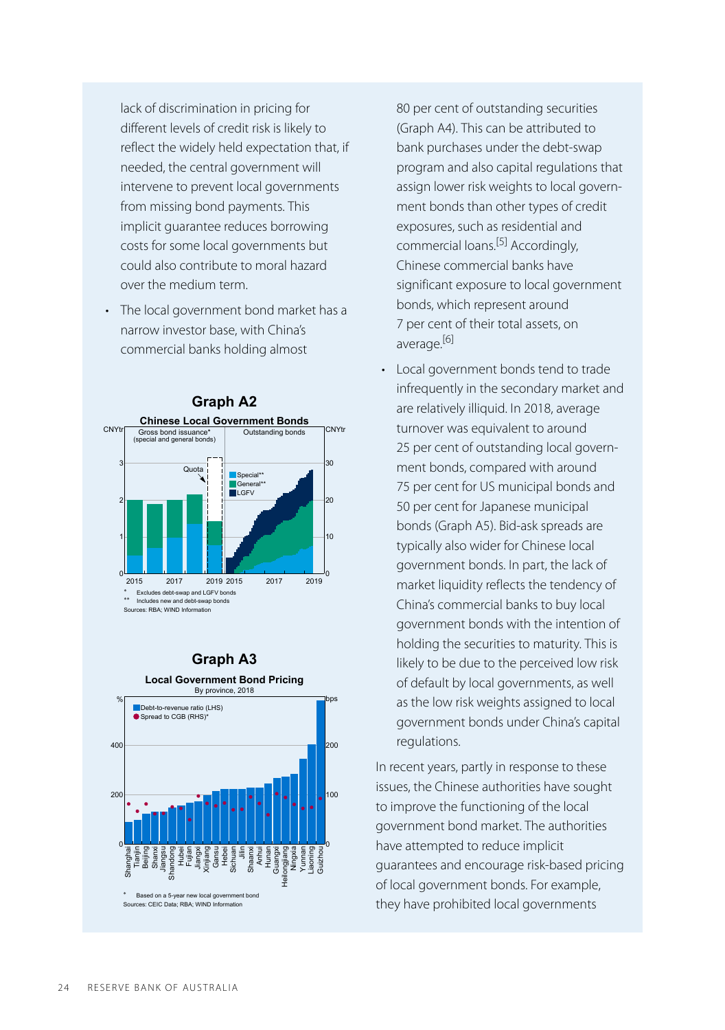lack of discrimination in pricing for different levels of credit risk is likely to reflect the widely held expectation that, if needed, the central government will intervene to prevent local governments from missing bond payments. This implicit guarantee reduces borrowing costs for some local governments but could also contribute to moral hazard over the medium term.

- The local government bond market has a narrow investor base, with China's commercial banks holding almost 80 per cent of outstanding securities (Graph A4). This can be attributed to bank purchases under the debt-swap program and also capital regulations that assign lower risk weights to local government bonds than other types of credit exposures, such as residential and commercial loans.[5] Accordingly, Chinese commercial banks have significant exposure to local government bonds, which represent around 7 per cent of their total assets, on average.[6]

**Graph A2**

**Chinese Local Government Bonds**

\* Excludes debt-swap and LGFV bonds
\*\* Includes new and debt-swap bonds
Sources: RBA; WIND Information

**Graph A3**

**Local Government Bond Pricing**
By province, 2018

\* Based on a 5-year new local government bond
Sources: CEIC Data; RBA; WIND Information

- Local government bonds tend to trade infrequently in the secondary market and are relatively illiquid. In 2018, average turnover was equivalent to around 25 per cent of outstanding local government bonds, compared with around 75 per cent for US municipal bonds and 50 per cent for Japanese municipal bonds (Graph A5). Bid-ask spreads are typically also wider for Chinese local government bonds. In part, the lack of market liquidity reflects the tendency of China's commercial banks to buy local government bonds with the intention of holding the securities to maturity. This is likely to be due to the perceived low risk of default by local governments, as well as the low risk weights assigned to local government bonds under China's capital regulations.

In recent years, partly in response to these issues, the Chinese authorities have sought to improve the functioning of the local government bond market. The authorities have attempted to reduce implicit guarantees and encourage risk-based pricing of local government bonds. For example, they have prohibited local governments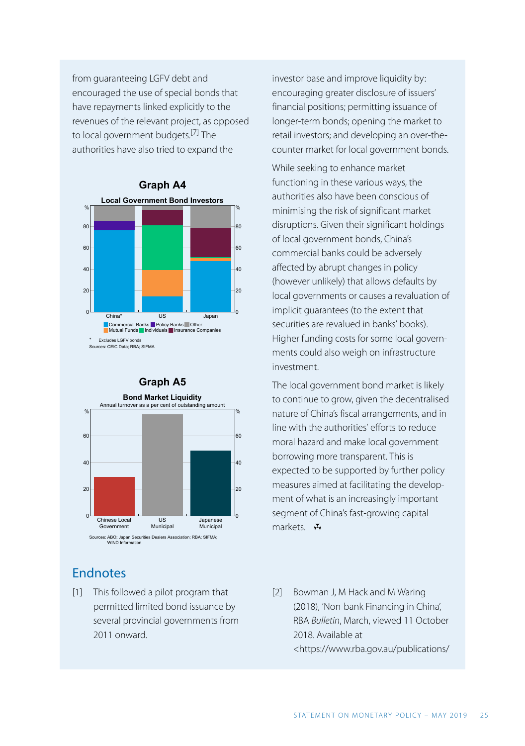from guaranteeing LGFV debt and encouraged the use of special bonds that have repayments linked explicitly to the revenues of the relevant project, as opposed to local government budgets.[7] The authorities have also tried to expand the investor base and improve liquidity by: encouraging greater disclosure of issuers' financial positions; permitting issuance of longer-term bonds; opening the market to retail investors; and developing an over-the-counter market for local government bonds.

**Graph A4**

**Local Government Bond Investors**

\* Excludes LGFV bonds

Sources: CEIC Data; RBA; SIFMA

**Graph A5**

**Bond Market Liquidity**

Annual turnover as a per cent of outstanding amount

Sources: ABO; Japan Securities Dealers Association; RBA; SIFMA; WIND Information

While seeking to enhance market functioning in these various ways, the authorities also have been conscious of minimising the risk of significant market disruptions. Given their significant holdings of local government bonds, China's commercial banks could be adversely affected by abrupt changes in policy (however unlikely) that allows defaults by local governments or causes a revaluation of implicit guarantees (to the extent that securities are revalued in banks' books). Higher funding costs for some local governments could also weigh on infrastructure investment.

The local government bond market is likely to continue to grow, given the decentralised nature of China's fiscal arrangements, and in line with the authorities' efforts to reduce moral hazard and make local government borrowing more transparent. This is expected to be supported by further policy measures aimed at facilitating the development of what is an increasingly important segment of China's fast-growing capital markets. ✣

## Endnotes

[1] This followed a pilot program that permitted limited bond issuance by several provincial governments from 2011 onward.

[2] Bowman J, M Hack and M Waring (2018), 'Non-bank Financing in China', RBA *Bulletin*, March, viewed 11 October 2018. Available at <https://www.rba.gov.au/publications/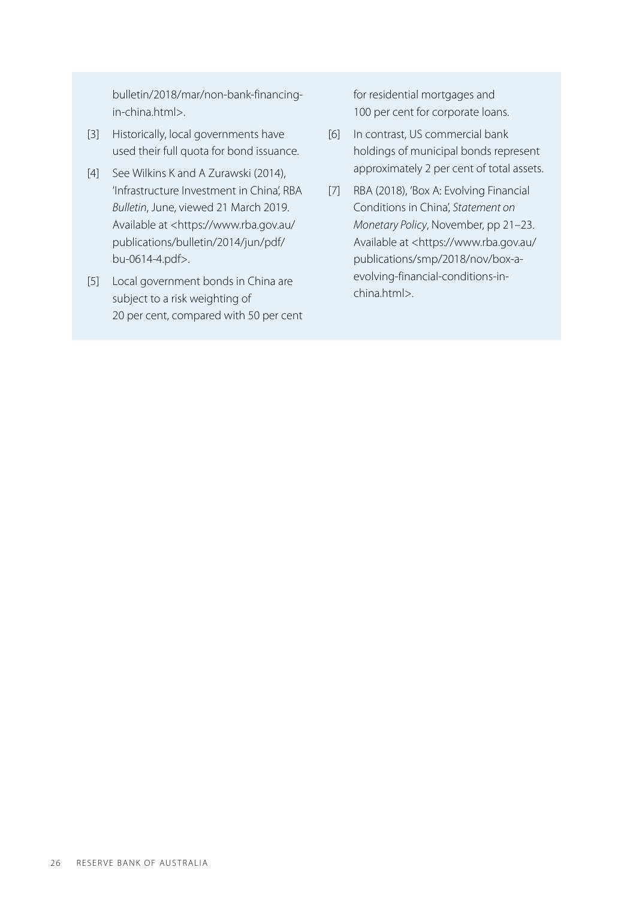bulletin/2018/mar/non-bank-financing-in-china.html>.

[3] Historically, local governments have used their full quota for bond issuance.

[4] See Wilkins K and A Zurawski (2014), 'Infrastructure Investment in China', RBA *Bulletin*, June, viewed 21 March 2019. Available at <https://www.rba.gov.au/publications/bulletin/2014/jun/pdf/bu-0614-4.pdf>.

[5] Local government bonds in China are subject to a risk weighting of 20 per cent, compared with 50 per cent for residential mortgages and 100 per cent for corporate loans.

[6] In contrast, US commercial bank holdings of municipal bonds represent approximately 2 per cent of total assets.

[7] RBA (2018), 'Box A: Evolving Financial Conditions in China', *Statement on Monetary Policy*, November, pp 21–23. Available at <https://www.rba.gov.au/publications/smp/2018/nov/box-a-evolving-financial-conditions-in-china.html>.